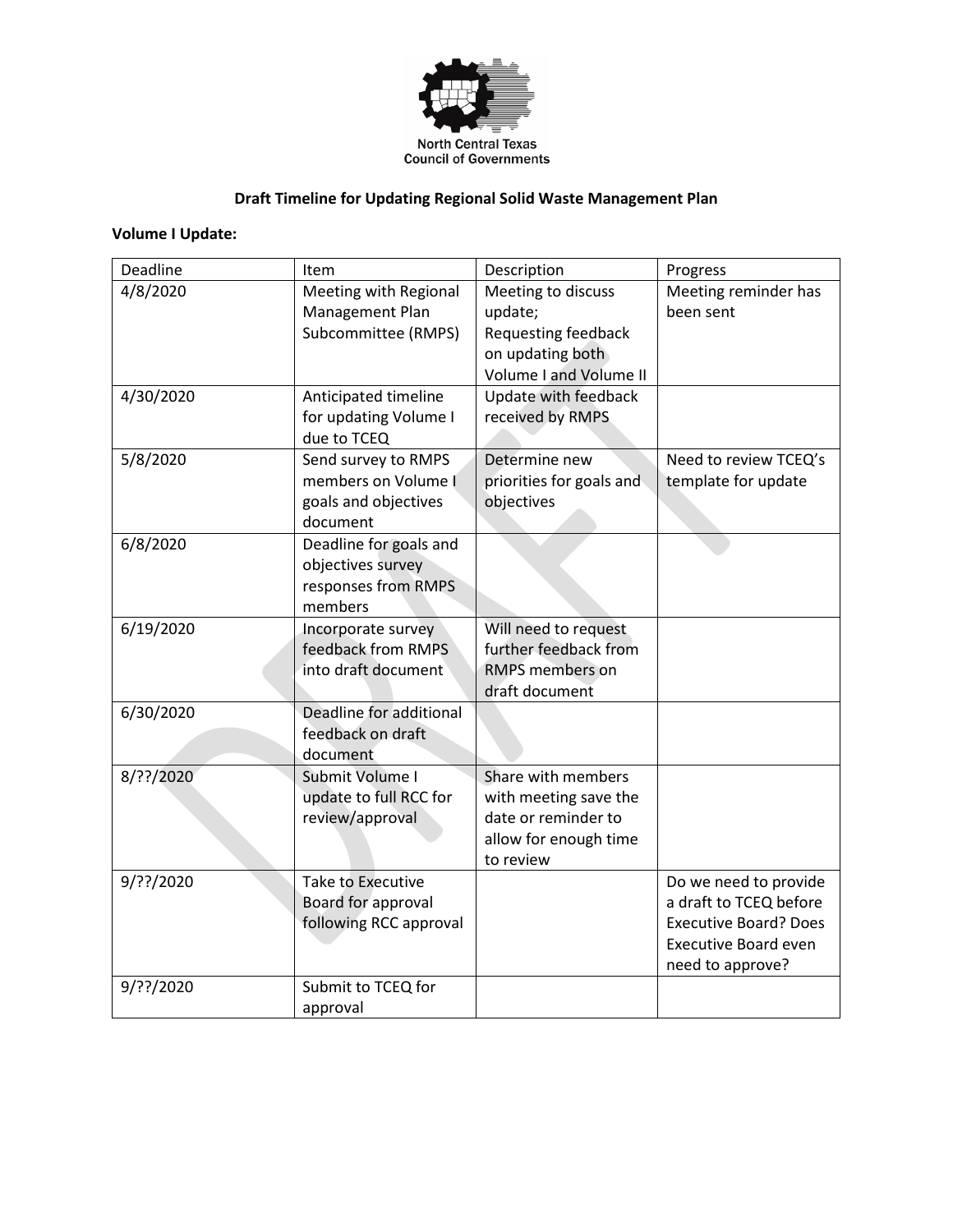North Central Texas Council of Governments

**Draft Timeline for Updating Regional Solid Waste Management Plan**

**Volume I Update:**

| Deadline | Item | Description | Progress |
|---|---|---|---|
| 4/8/2020 | Meeting with Regional Management Plan Subcommittee (RMPS) | Meeting to discuss update; Requesting feedback on updating both Volume I and Volume II | Meeting reminder has been sent |
| 4/30/2020 | Anticipated timeline for updating Volume I due to TCEQ | Update with feedback received by RMPS | |
| 5/8/2020 | Send survey to RMPS members on Volume I goals and objectives document | Determine new priorities for goals and objectives | Need to review TCEQ's template for update |
| 6/8/2020 | Deadline for goals and objectives survey responses from RMPS members | | |
| 6/19/2020 | Incorporate survey feedback from RMPS into draft document | Will need to request further feedback from RMPS members on draft document | |
| 6/30/2020 | Deadline for additional feedback on draft document | | |
| 8/??/2020 | Submit Volume I update to full RCC for review/approval | Share with members with meeting save the date or reminder to allow for enough time to review | |
| 9/??/2020 | Take to Executive Board for approval following RCC approval | | Do we need to provide a draft to TCEQ before Executive Board? Does Executive Board even need to approve? |
| 9/??/2020 | Submit to TCEQ for approval | | |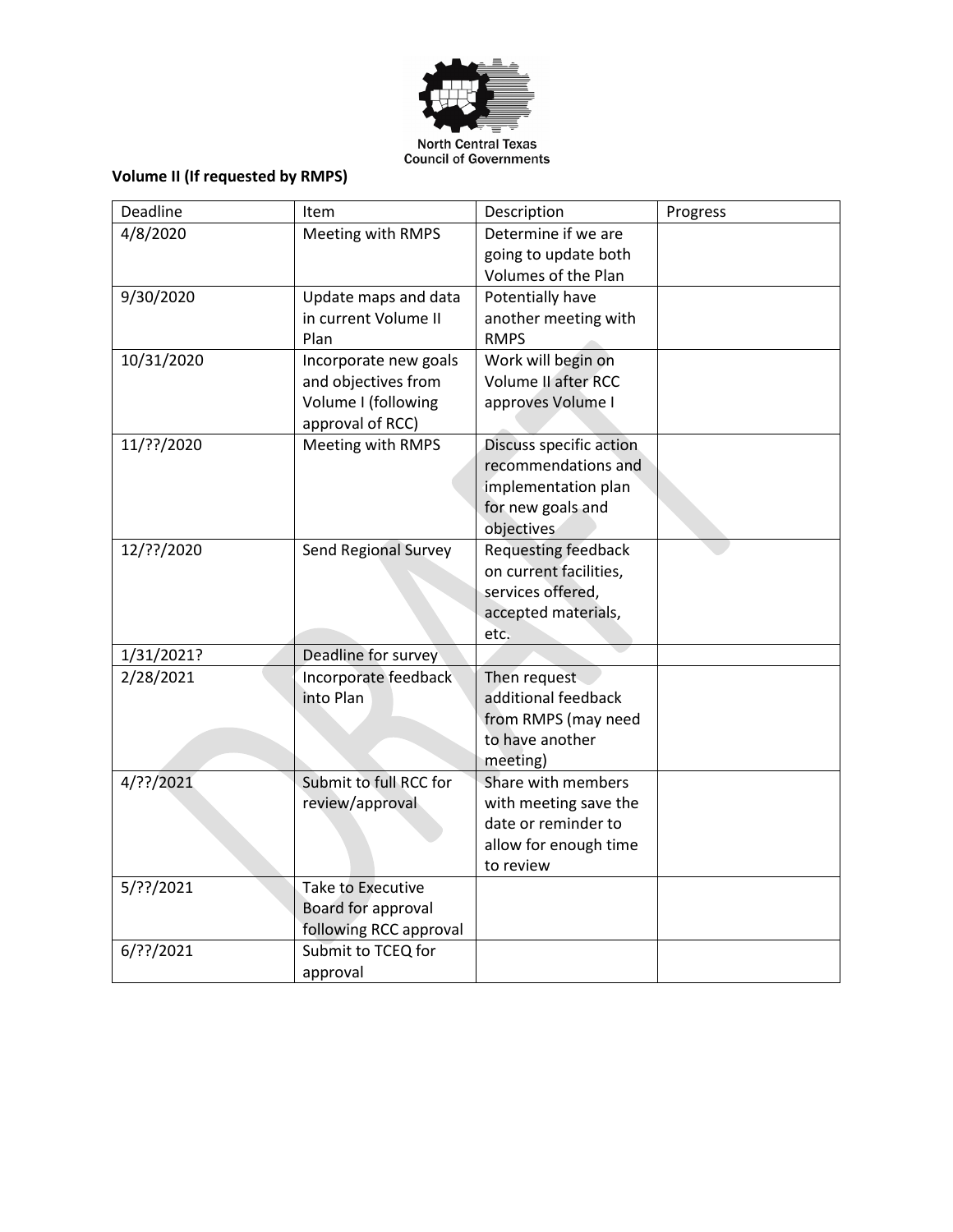North Central Texas Council of Governments

**Volume II (If requested by RMPS)**

| Deadline | Item | Description | Progress |
|---|---|---|---|
| 4/8/2020 | Meeting with RMPS | Determine if we are going to update both Volumes of the Plan | |
| 9/30/2020 | Update maps and data in current Volume II Plan | Potentially have another meeting with RMPS | |
| 10/31/2020 | Incorporate new goals and objectives from Volume I (following approval of RCC) | Work will begin on Volume II after RCC approves Volume I | |
| 11/??/2020 | Meeting with RMPS | Discuss specific action recommendations and implementation plan for new goals and objectives | |
| 12/??/2020 | Send Regional Survey | Requesting feedback on current facilities, services offered, accepted materials, etc. | |
| 1/31/2021? | Deadline for survey | | |
| 2/28/2021 | Incorporate feedback into Plan | Then request additional feedback from RMPS (may need to have another meeting) | |
| 4/??/2021 | Submit to full RCC for review/approval | Share with members with meeting save the date or reminder to allow for enough time to review | |
| 5/??/2021 | Take to Executive Board for approval following RCC approval | | |
| 6/??/2021 | Submit to TCEQ for approval | | |